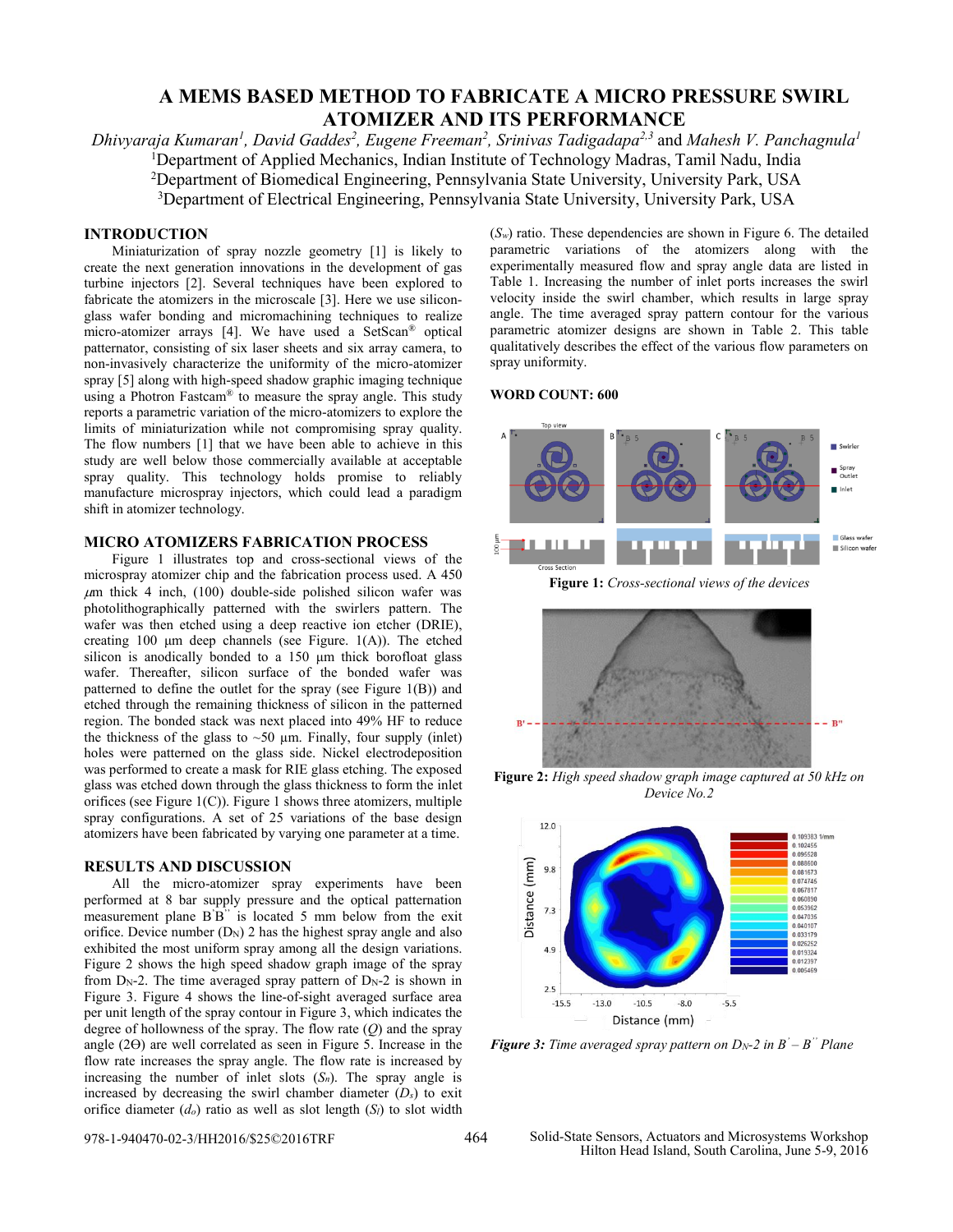# A MEMS BASED METHOD TO FABRICATE A MICRO PRESSURE SWIRL ATOMIZER AND ITS PERFORMANCE

*Dhivyaraja Kumaran*[1], *David Gaddes*[2], *Eugene Freeman*[2], *Srinivas Tadigadapa*[2,3] and *Mahesh V. Panchagnula*[1]

[1]Department of Applied Mechanics, Indian Institute of Technology Madras, Tamil Nadu, India

[2]Department of Biomedical Engineering, Pennsylvania State University, University Park, USA

[3]Department of Electrical Engineering, Pennsylvania State University, University Park, USA

## INTRODUCTION

Miniaturization of spray nozzle geometry [1] is likely to create the next generation innovations in the development of gas turbine injectors [2]. Several techniques have been explored to fabricate the atomizers in the microscale [3]. Here we use silicon-glass wafer bonding and micromachining techniques to realize micro-atomizer arrays [4]. We have used a SetScan® optical patternator, consisting of six laser sheets and six array camera, to non-invasively characterize the uniformity of the micro-atomizer spray [5] along with high-speed shadow graphic imaging technique using a Photron Fastcam® to measure the spray angle. This study reports a parametric variation of the micro-atomizers to explore the limits of miniaturization while not compromising spray quality. The flow numbers [1] that we have been able to achieve in this study are well below those commercially available at acceptable spray quality. This technology holds promise to reliably manufacture microspray injectors, which could lead a paradigm shift in atomizer technology.

## MICRO ATOMIZERS FABRICATION PROCESS

Figure 1 illustrates top and cross-sectional views of the microspray atomizer chip and the fabrication process used. A 450 $\mu$m thick 4 inch, (100) double-side polished silicon wafer was photolithographically patterned with the swirlers pattern. The wafer was then etched using a deep reactive ion etcher (DRIE), creating 100 µm deep channels (see Figure. 1(A)). The etched silicon is anodically bonded to a 150 µm thick borofloat glass wafer. Thereafter, silicon surface of the bonded wafer was patterned to define the outlet for the spray (see Figure 1(B)) and etched through the remaining thickness of silicon in the patterned region. The bonded stack was next placed into 49% HF to reduce the thickness of the glass to ~50 µm. Finally, four supply (inlet) holes were patterned on the glass side. Nickel electrodeposition was performed to create a mask for RIE glass etching. The exposed glass was etched down through the glass thickness to form the inlet orifices (see Figure 1(C)). Figure 1 shows three atomizers, multiple spray configurations. A set of 25 variations of the base design atomizers have been fabricated by varying one parameter at a time.

## RESULTS AND DISCUSSION

All the micro-atomizer spray experiments have been performed at 8 bar supply pressure and the optical patternation measurement plane B'B'' is located 5 mm below from the exit orifice. Device number ($D_N$) 2 has the highest spray angle and also exhibited the most uniform spray among all the design variations. Figure 2 shows the high speed shadow graph image of the spray from $D_N$-2. The time averaged spray pattern of $D_N$-2 is shown in Figure 3. Figure 4 shows the line-of-sight averaged surface area per unit length of the spray contour in Figure 3, which indicates the degree of hollowness of the spray. The flow rate ($Q$) and the spray angle ($2\Theta$) are well correlated as seen in Figure 5. Increase in the flow rate increases the spray angle. The flow rate is increased by increasing the number of inlet slots ($S_n$). The spray angle is increased by decreasing the swirl chamber diameter ($D_s$) to exit orifice diameter ($d_o$) ratio as well as slot length ($S_l$) to slot width ($S_w$) ratio. These dependencies are shown in Figure 6. The detailed parametric variations of the atomizers along with the experimentally measured flow and spray angle data are listed in Table 1. Increasing the number of inlet ports increases the swirl velocity inside the swirl chamber, which results in large spray angle. The time averaged spray pattern contour for the various parametric atomizer designs are shown in Table 2. This table qualitatively describes the effect of the various flow parameters on spray uniformity.

**WORD COUNT: 600**

**Figure 1:** *Cross-sectional views of the devices*

**Figure 2:** *High speed shadow graph image captured at 50 kHz on Device No.2*

**Figure 3:** *Time averaged spray pattern on $D_N$-2 in $B' - B''$ Plane*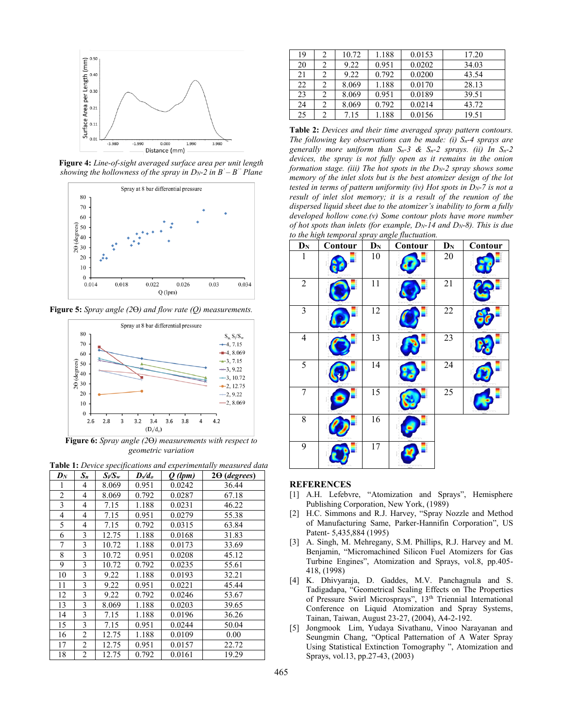Surface Area per Length (mm)
0.50
0.40
0.30
0.21
0.11
0.01
-3.980
-1.990
0.000
1.990
3.980
Distance (mm)

**Figure 4:** *Line-of-sight averaged surface area per unit length showing the hollowness of the spray in $D_N$-2 in $B' - B''$ Plane*

Spray at 8 bar differential pressure
2Θ (degrees)
80
70
60
50
40
30
20
10
0
0.014
0.018
0.022
0.026
0.03
0.034
Q (lpm)

**Figure 5:** *Spray angle (2Θ) and flow rate (Q) measurements.*

Spray at 8 bar differential pressure
2Θ (degrees)
80
70
60
50
40
30
20
10
0
2.6
2.8
3
3.2
3.4
3.6
3.8
4
4.2
($D_s/d_o$)
$S_n$, $S_l/S_w$
4, 7.15
4, 8.069
3, 7.15
3, 9.22
3, 10.72
2, 12.75
2, 9.22
2, 8.069

**Figure 6:** *Spray angle (2Θ) measurements with respect to geometric variation*

**Table 1:** *Device specifications and experimentally measured data*

| $D_N$ | $S_n$ | $S_l/S_w$ | $D_s/d_o$ | Q (lpm) | 2Θ (degrees) |
|---|---|---|---|---|---|
| 1 | 4 | 8.069 | 0.951 | 0.0242 | 36.44 |
| 2 | 4 | 8.069 | 0.792 | 0.0287 | 67.18 |
| 3 | 4 | 7.15 | 1.188 | 0.0231 | 46.22 |
| 4 | 4 | 7.15 | 0.951 | 0.0279 | 55.38 |
| 5 | 4 | 7.15 | 0.792 | 0.0315 | 63.84 |
| 6 | 3 | 12.75 | 1.188 | 0.0168 | 31.83 |
| 7 | 3 | 10.72 | 1.188 | 0.0173 | 33.69 |
| 8 | 3 | 10.72 | 0.951 | 0.0208 | 45.12 |
| 9 | 3 | 10.72 | 0.792 | 0.0235 | 55.61 |
| 10 | 3 | 9.22 | 1.188 | 0.0193 | 32.21 |
| 11 | 3 | 9.22 | 0.951 | 0.0221 | 45.44 |
| 12 | 3 | 9.22 | 0.792 | 0.0246 | 53.67 |
| 13 | 3 | 8.069 | 1.188 | 0.0203 | 39.65 |
| 14 | 3 | 7.15 | 1.188 | 0.0196 | 36.26 |
| 15 | 3 | 7.15 | 0.951 | 0.0244 | 50.04 |
| 16 | 2 | 12.75 | 1.188 | 0.0109 | 0.00 |
| 17 | 2 | 12.75 | 0.951 | 0.0157 | 22.72 |
| 18 | 2 | 12.75 | 0.792 | 0.0161 | 19.29 |
| 19 | 2 | 10.72 | 1.188 | 0.0153 | 17.20 |
| 20 | 2 | 9.22 | 0.951 | 0.0202 | 34.03 |
| 21 | 2 | 9.22 | 0.792 | 0.0200 | 43.54 |
| 22 | 2 | 8.069 | 1.188 | 0.0170 | 28.13 |
| 23 | 2 | 8.069 | 0.951 | 0.0189 | 39.51 |
| 24 | 2 | 8.069 | 0.792 | 0.0214 | 43.72 |
| 25 | 2 | 7.15 | 1.188 | 0.0156 | 19.51 |

**Table 2:** *Devices and their time averaged spray pattern contours. The following key observations can be made: (i) $S_n$-4 sprays are generally more uniform than $S_n$-3 & $S_n$-2 sprays. (ii) In $S_n$-2 devices, the spray is not fully open as it remains in the onion formation stage. (iii) The hot spots in the $D_N$-2 spray shows some memory of the inlet slots but is the best atomizer design of the lot tested in terms of pattern uniformity (iv) Hot spots in $D_N$-7 is not a result of inlet slot memory; it is a result of the reunion of the dispersed liquid sheet due to the atomizer's inability to form a fully developed hollow cone.(v) Some contour plots have more number of hot spots than inlets (for example, $D_N$-14 and $D_N$-8). This is due to the high temporal spray angle fluctuation.*

| $D_N$ | Contour | $D_N$ | Contour | $D_N$ | Contour |
|---|---|---|---|---|---|
| 1 | | 10 | | 20 | |
| 2 | | 11 | | 21 | |
| 3 | | 12 | | 22 | |
| 4 | | 13 | | 23 | |
| 5 | | 14 | | 24 | |
| 7 | | 15 | | 25 | |
| 8 | | 16 | | | |
| 9 | | 17 | | | |

## REFERENCES

[1] A.H. Lefebvre, "Atomization and Sprays", Hemisphere Publishing Corporation, New York, (1989)

[2] H.C. Simmons and R.J. Harvey, "Spray Nozzle and Method of Manufacturing Same, Parker-Hannifin Corporation", US Patent- 5,435,884 (1995)

[3] A. Singh, M. Mehregany, S.M. Phillips, R.J. Harvey and M. Benjamin, "Micromachined Silicon Fuel Atomizers for Gas Turbine Engines", Atomization and Sprays, vol.8, pp.405-418, (1998)

[4] K. Dhivyaraja, D. Gaddes, M.V. Panchagnula and S. Tadigadapa, "Geometrical Scaling Effects on The Properties of Pressure Swirl Microsprays", 13th Triennial International Conference on Liquid Atomization and Spray Systems, Tainan, Taiwan, August 23-27, (2004), A4-2-192.

[5] Jongmook Lim, Yudaya Sivathanu, Vinoo Narayanan and Seungmin Chang, "Optical Patternation of A Water Spray Using Statistical Extinction Tomography ", Atomization and Sprays, vol.13, pp.27-43, (2003)